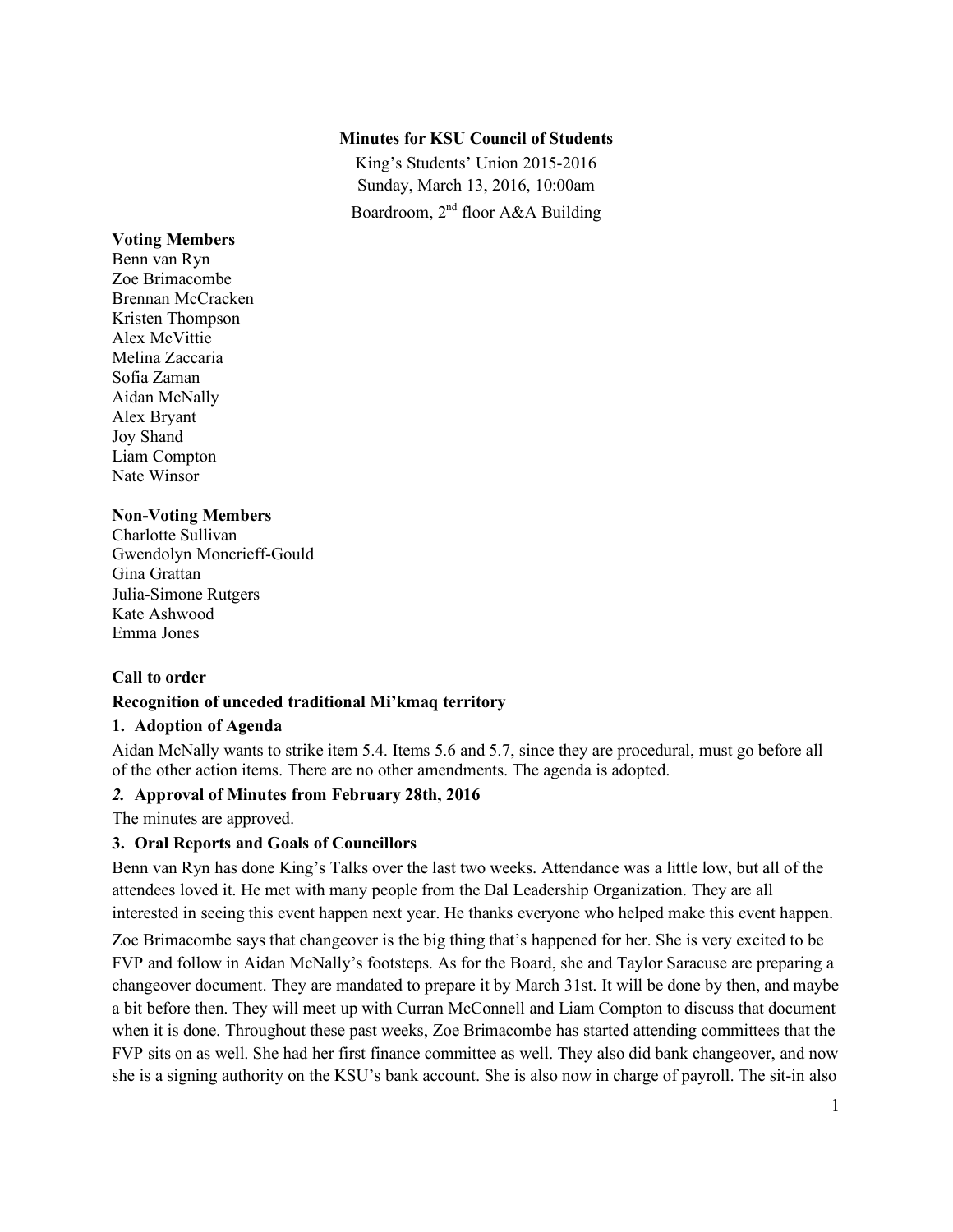**Minutes for KSU Council of Students**

King's Students' Union 2015-2016

Sunday, March 13, 2016, 10:00am

Boardroom, 2nd floor A&A Building

**Voting Members**

Benn van Ryn
Zoe Brimacombe
Brennan McCracken
Kristen Thompson
Alex McVittie
Melina Zaccaria
Sofia Zaman
Aidan McNally
Alex Bryant
Joy Shand
Liam Compton
Nate Winsor

**Non-Voting Members**

Charlotte Sullivan
Gwendolyn Moncrieff-Gould
Gina Grattan
Julia-Simone Rutgers
Kate Ashwood
Emma Jones

**Call to order**

**Recognition of unceded traditional Mi'kmaq territory**

### 1. Adoption of Agenda

Aidan McNally wants to strike item 5.4. Items 5.6 and 5.7, since they are procedural, must go before all of the other action items. There are no other amendments. The agenda is adopted.

### *2.* Approval of Minutes from February 28th, 2016

The minutes are approved.

### 3. Oral Reports and Goals of Councillors

Benn van Ryn has done King's Talks over the last two weeks. Attendance was a little low, but all of the attendees loved it. He met with many people from the Dal Leadership Organization. They are all interested in seeing this event happen next year. He thanks everyone who helped make this event happen.

Zoe Brimacombe says that changeover is the big thing that's happened for her. She is very excited to be FVP and follow in Aidan McNally's footsteps. As for the Board, she and Taylor Saracuse are preparing a changeover document. They are mandated to prepare it by March 31st. It will be done by then, and maybe a bit before then. They will meet up with Curran McConnell and Liam Compton to discuss that document when it is done. Throughout these past weeks, Zoe Brimacombe has started attending committees that the FVP sits on as well. She had her first finance committee as well. They also did bank changeover, and now she is a signing authority on the KSU's bank account. She is also now in charge of payroll. The sit-in also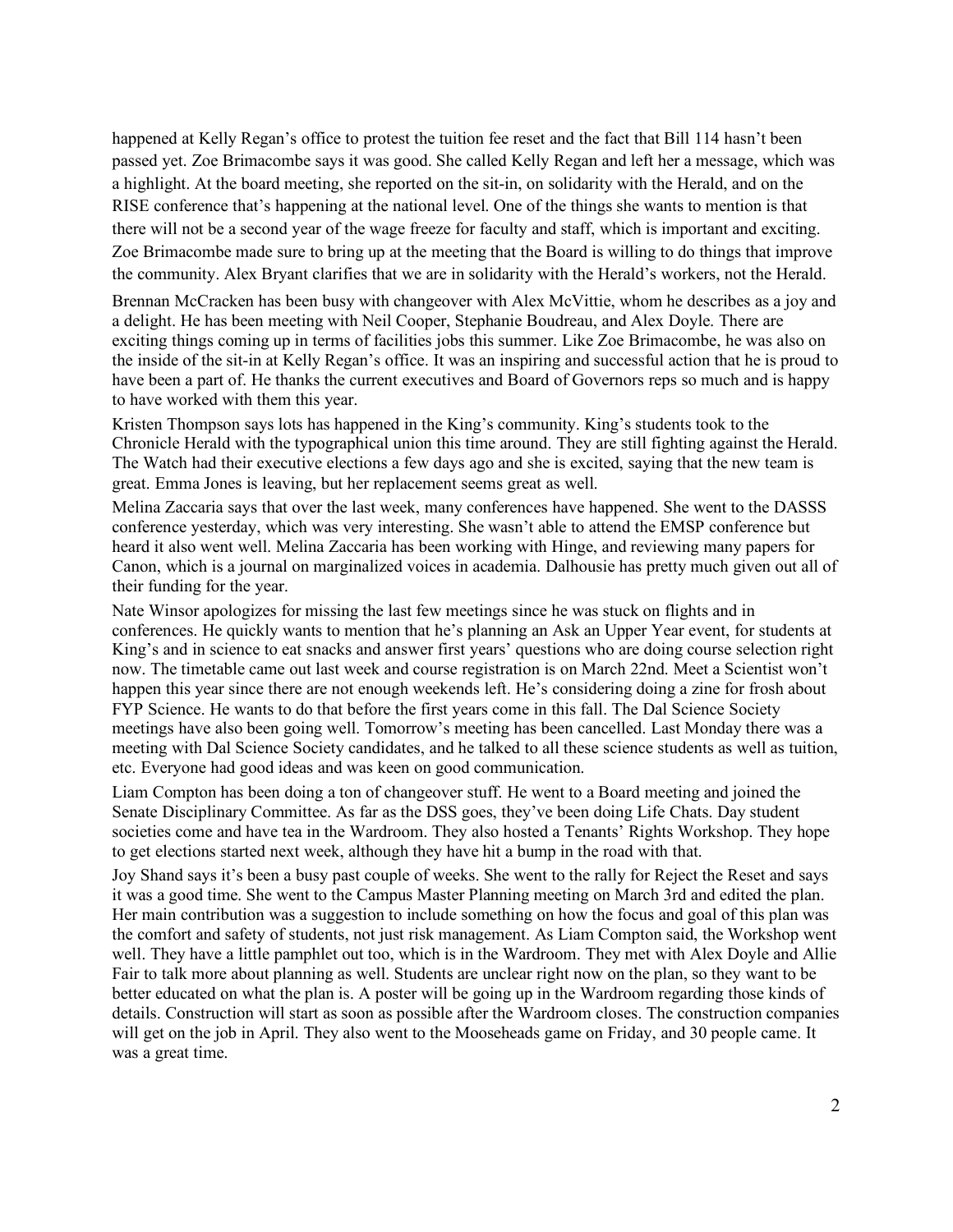happened at Kelly Regan's office to protest the tuition fee reset and the fact that Bill 114 hasn't been passed yet. Zoe Brimacombe says it was good. She called Kelly Regan and left her a message, which was a highlight. At the board meeting, she reported on the sit-in, on solidarity with the Herald, and on the RISE conference that's happening at the national level. One of the things she wants to mention is that there will not be a second year of the wage freeze for faculty and staff, which is important and exciting. Zoe Brimacombe made sure to bring up at the meeting that the Board is willing to do things that improve the community. Alex Bryant clarifies that we are in solidarity with the Herald's workers, not the Herald.

Brennan McCracken has been busy with changeover with Alex McVittie, whom he describes as a joy and a delight. He has been meeting with Neil Cooper, Stephanie Boudreau, and Alex Doyle. There are exciting things coming up in terms of facilities jobs this summer. Like Zoe Brimacombe, he was also on the inside of the sit-in at Kelly Regan's office. It was an inspiring and successful action that he is proud to have been a part of. He thanks the current executives and Board of Governors reps so much and is happy to have worked with them this year.

Kristen Thompson says lots has happened in the King's community. King's students took to the Chronicle Herald with the typographical union this time around. They are still fighting against the Herald. The Watch had their executive elections a few days ago and she is excited, saying that the new team is great. Emma Jones is leaving, but her replacement seems great as well.

Melina Zaccaria says that over the last week, many conferences have happened. She went to the DASSS conference yesterday, which was very interesting. She wasn't able to attend the EMSP conference but heard it also went well. Melina Zaccaria has been working with Hinge, and reviewing many papers for Canon, which is a journal on marginalized voices in academia. Dalhousie has pretty much given out all of their funding for the year.

Nate Winsor apologizes for missing the last few meetings since he was stuck on flights and in conferences. He quickly wants to mention that he's planning an Ask an Upper Year event, for students at King's and in science to eat snacks and answer first years' questions who are doing course selection right now. The timetable came out last week and course registration is on March 22nd. Meet a Scientist won't happen this year since there are not enough weekends left. He's considering doing a zine for frosh about FYP Science. He wants to do that before the first years come in this fall. The Dal Science Society meetings have also been going well. Tomorrow's meeting has been cancelled. Last Monday there was a meeting with Dal Science Society candidates, and he talked to all these science students as well as tuition, etc. Everyone had good ideas and was keen on good communication.

Liam Compton has been doing a ton of changeover stuff. He went to a Board meeting and joined the Senate Disciplinary Committee. As far as the DSS goes, they've been doing Life Chats. Day student societies come and have tea in the Wardroom. They also hosted a Tenants' Rights Workshop. They hope to get elections started next week, although they have hit a bump in the road with that.

Joy Shand says it's been a busy past couple of weeks. She went to the rally for Reject the Reset and says it was a good time. She went to the Campus Master Planning meeting on March 3rd and edited the plan. Her main contribution was a suggestion to include something on how the focus and goal of this plan was the comfort and safety of students, not just risk management. As Liam Compton said, the Workshop went well. They have a little pamphlet out too, which is in the Wardroom. They met with Alex Doyle and Allie Fair to talk more about planning as well. Students are unclear right now on the plan, so they want to be better educated on what the plan is. A poster will be going up in the Wardroom regarding those kinds of details. Construction will start as soon as possible after the Wardroom closes. The construction companies will get on the job in April. They also went to the Mooseheads game on Friday, and 30 people came. It was a great time.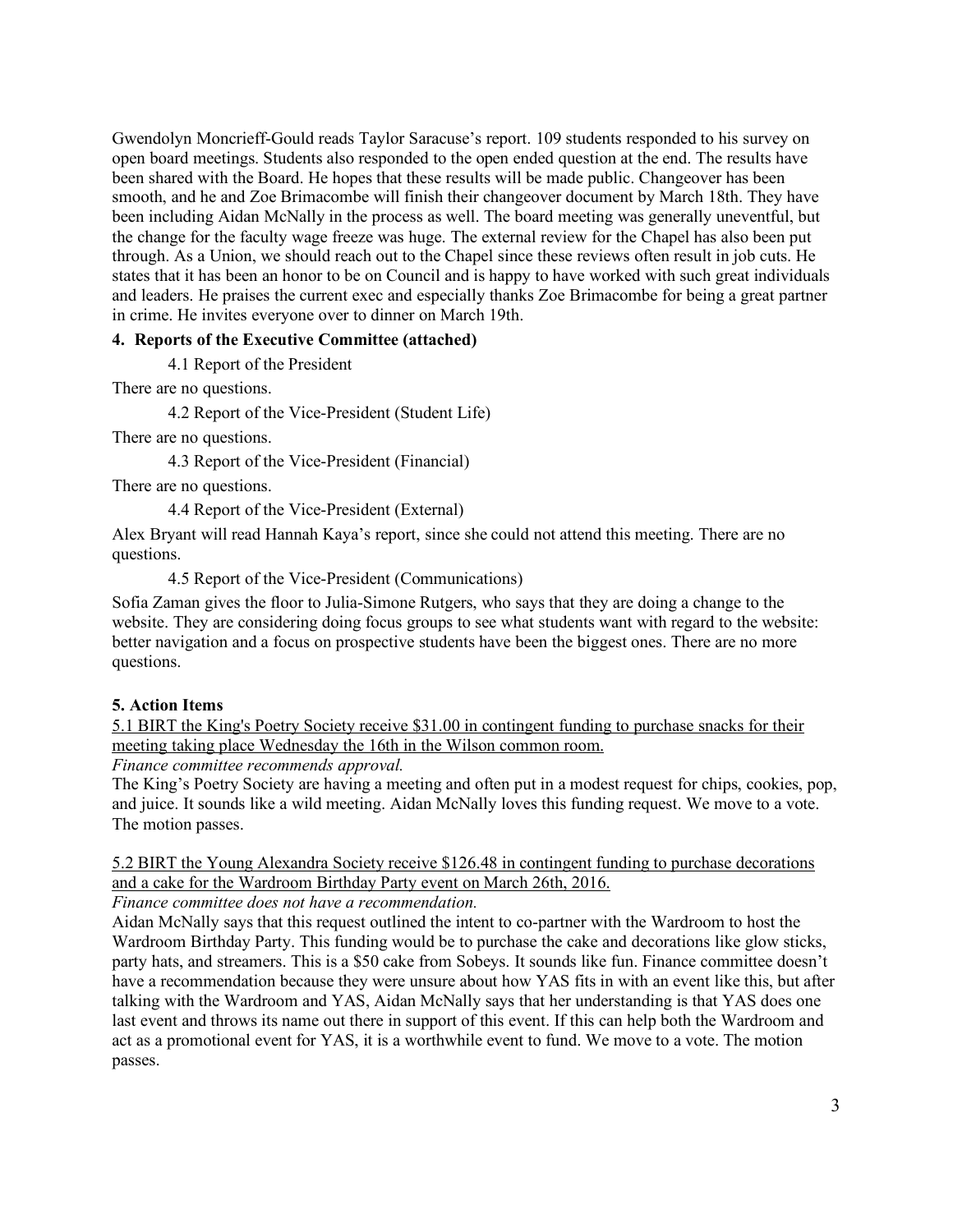Gwendolyn Moncrieff-Gould reads Taylor Saracuse's report. 109 students responded to his survey on open board meetings. Students also responded to the open ended question at the end. The results have been shared with the Board. He hopes that these results will be made public. Changeover has been smooth, and he and Zoe Brimacombe will finish their changeover document by March 18th. They have been including Aidan McNally in the process as well. The board meeting was generally uneventful, but the change for the faculty wage freeze was huge. The external review for the Chapel has also been put through. As a Union, we should reach out to the Chapel since these reviews often result in job cuts. He states that it has been an honor to be on Council and is happy to have worked with such great individuals and leaders. He praises the current exec and especially thanks Zoe Brimacombe for being a great partner in crime. He invites everyone over to dinner on March 19th.

**4. Reports of the Executive Committee (attached)**

4.1 Report of the President

There are no questions.

4.2 Report of the Vice-President (Student Life)

There are no questions.

4.3 Report of the Vice-President (Financial)

There are no questions.

4.4 Report of the Vice-President (External)

Alex Bryant will read Hannah Kaya's report, since she could not attend this meeting. There are no questions.

4.5 Report of the Vice-President (Communications)

Sofia Zaman gives the floor to Julia-Simone Rutgers, who says that they are doing a change to the website. They are considering doing focus groups to see what students want with regard to the website: better navigation and a focus on prospective students have been the biggest ones. There are no more questions.

**5. Action Items**

<u>5.1 BIRT the King's Poetry Society receive $31.00 in contingent funding to purchase snacks for their meeting taking place Wednesday the 16th in the Wilson common room.</u>

*Finance committee recommends approval.*

The King's Poetry Society are having a meeting and often put in a modest request for chips, cookies, pop, and juice. It sounds like a wild meeting. Aidan McNally loves this funding request. We move to a vote. The motion passes.

<u>5.2 BIRT the Young Alexandra Society receive $126.48 in contingent funding to purchase decorations and a cake for the Wardroom Birthday Party event on March 26th, 2016.</u>

*Finance committee does not have a recommendation.*

Aidan McNally says that this request outlined the intent to co-partner with the Wardroom to host the Wardroom Birthday Party. This funding would be to purchase the cake and decorations like glow sticks, party hats, and streamers. This is a $50 cake from Sobeys. It sounds like fun. Finance committee doesn't have a recommendation because they were unsure about how YAS fits in with an event like this, but after talking with the Wardroom and YAS, Aidan McNally says that her understanding is that YAS does one last event and throws its name out there in support of this event. If this can help both the Wardroom and act as a promotional event for YAS, it is a worthwhile event to fund. We move to a vote. The motion passes.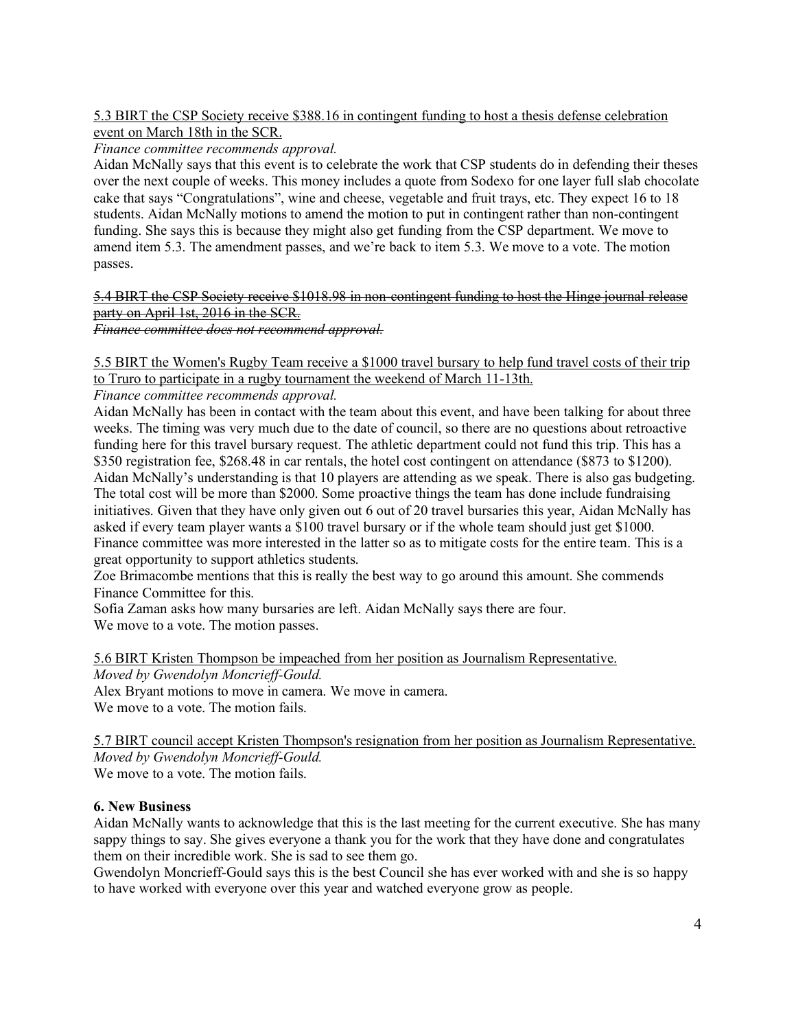<u>5.3 BIRT the CSP Society receive $388.16 in contingent funding to host a thesis defense celebration event on March 18th in the SCR.</u>

*Finance committee recommends approval.*

Aidan McNally says that this event is to celebrate the work that CSP students do in defending their theses over the next couple of weeks. This money includes a quote from Sodexo for one layer full slab chocolate cake that says "Congratulations", wine and cheese, vegetable and fruit trays, etc. They expect 16 to 18 students. Aidan McNally motions to amend the motion to put in contingent rather than non-contingent funding. She says this is because they might also get funding from the CSP department. We move to amend item 5.3. The amendment passes, and we're back to item 5.3. We move to a vote. The motion passes.

~~5.4 BIRT the CSP Society receive $1018.98 in non-contingent funding to host the Hinge journal release party on April 1st, 2016 in the SCR.~~

~~*Finance committee does not recommend approval.*~~

<u>5.5 BIRT the Women's Rugby Team receive a $1000 travel bursary to help fund travel costs of their trip to Truro to participate in a rugby tournament the weekend of March 11-13th.</u>

*Finance committee recommends approval.*

Aidan McNally has been in contact with the team about this event, and have been talking for about three weeks. The timing was very much due to the date of council, so there are no questions about retroactive funding here for this travel bursary request. The athletic department could not fund this trip. This has a $350 registration fee, $268.48 in car rentals, the hotel cost contingent on attendance ($873 to $1200). Aidan McNally's understanding is that 10 players are attending as we speak. There is also gas budgeting. The total cost will be more than $2000. Some proactive things the team has done include fundraising initiatives. Given that they have only given out 6 out of 20 travel bursaries this year, Aidan McNally has asked if every team player wants a $100 travel bursary or if the whole team should just get $1000. Finance committee was more interested in the latter so as to mitigate costs for the entire team. This is a great opportunity to support athletics students.

Zoe Brimacombe mentions that this is really the best way to go around this amount. She commends Finance Committee for this.

Sofia Zaman asks how many bursaries are left. Aidan McNally says there are four.

We move to a vote. The motion passes.

<u>5.6 BIRT Kristen Thompson be impeached from her position as Journalism Representative.</u>

*Moved by Gwendolyn Moncrieff-Gould.*

Alex Bryant motions to move in camera. We move in camera.

We move to a vote. The motion fails.

<u>5.7 BIRT council accept Kristen Thompson's resignation from her position as Journalism Representative.</u>

*Moved by Gwendolyn Moncrieff-Gould.*

We move to a vote. The motion fails.

**6. New Business**

Aidan McNally wants to acknowledge that this is the last meeting for the current executive. She has many sappy things to say. She gives everyone a thank you for the work that they have done and congratulates them on their incredible work. She is sad to see them go.

Gwendolyn Moncrieff-Gould says this is the best Council she has ever worked with and she is so happy to have worked with everyone over this year and watched everyone grow as people.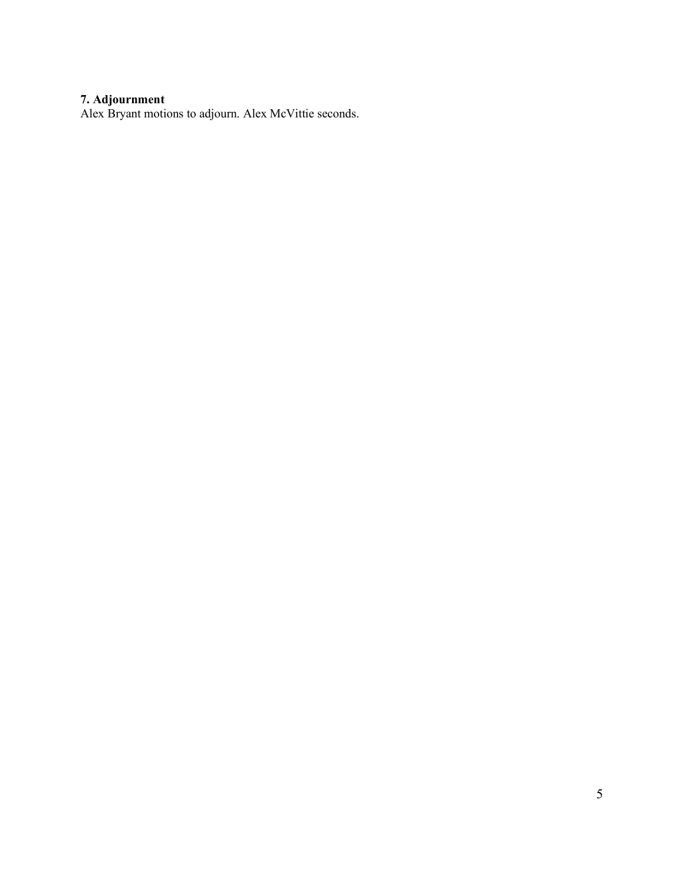**7. Adjournment**

Alex Bryant motions to adjourn. Alex McVittie seconds.